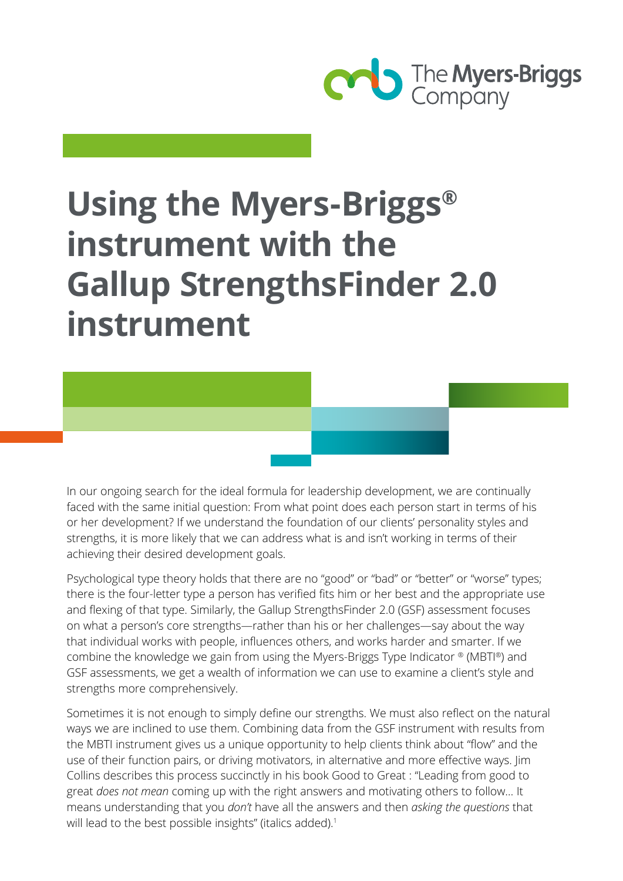The Myers-Briggs Company

# Using the Myers-Briggs® instrument with the Gallup StrengthsFinder 2.0 instrument

In our ongoing search for the ideal formula for leadership development, we are continually faced with the same initial question: From what point does each person start in terms of his or her development? If we understand the foundation of our clients' personality styles and strengths, it is more likely that we can address what is and isn't working in terms of their achieving their desired development goals.

Psychological type theory holds that there are no "good" or "bad" or "better" or "worse" types; there is the four-letter type a person has verified fits him or her best and the appropriate use and flexing of that type. Similarly, the Gallup StrengthsFinder 2.0 (GSF) assessment focuses on what a person's core strengths—rather than his or her challenges—say about the way that individual works with people, influences others, and works harder and smarter. If we combine the knowledge we gain from using the Myers-Briggs Type Indicator ® (MBTI®) and GSF assessments, we get a wealth of information we can use to examine a client's style and strengths more comprehensively.

Sometimes it is not enough to simply define our strengths. We must also reflect on the natural ways we are inclined to use them. Combining data from the GSF instrument with results from the MBTI instrument gives us a unique opportunity to help clients think about "flow" and the use of their function pairs, or driving motivators, in alternative and more effective ways. Jim Collins describes this process succinctly in his book Good to Great : "Leading from good to great *does not mean* coming up with the right answers and motivating others to follow… It means understanding that you *don't* have all the answers and then *asking the questions* that will lead to the best possible insights" (italics added).[1]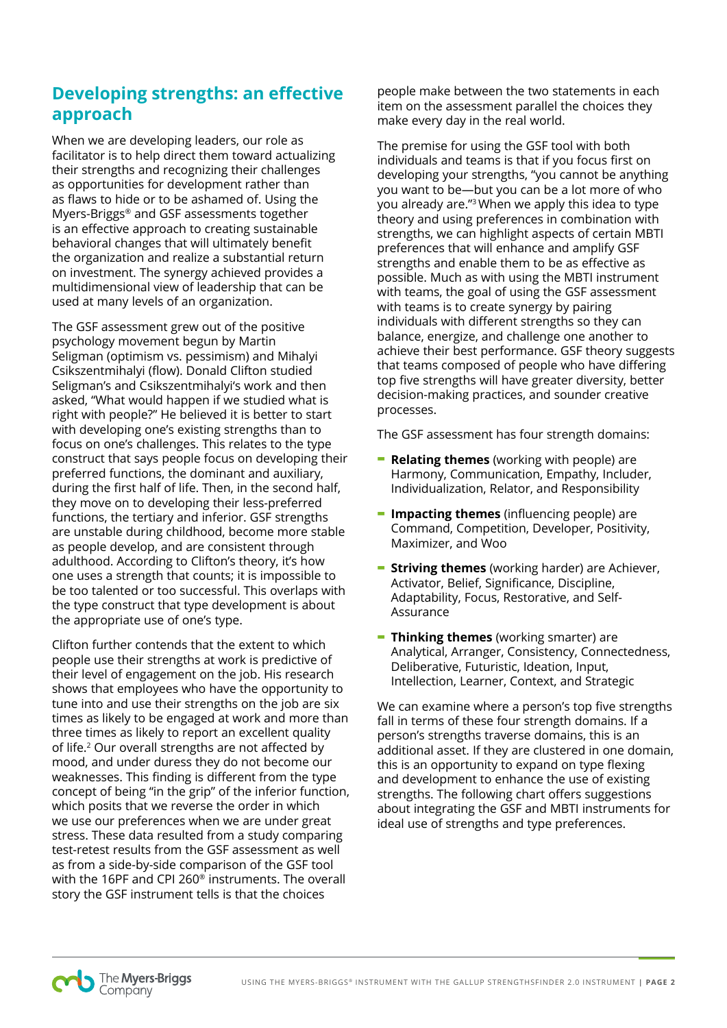## Developing strengths: an effective approach

When we are developing leaders, our role as facilitator is to help direct them toward actualizing their strengths and recognizing their challenges as opportunities for development rather than as flaws to hide or to be ashamed of. Using the Myers-Briggs® and GSF assessments together is an effective approach to creating sustainable behavioral changes that will ultimately benefit the organization and realize a substantial return on investment. The synergy achieved provides a multidimensional view of leadership that can be used at many levels of an organization.

The GSF assessment grew out of the positive psychology movement begun by Martin Seligman (optimism vs. pessimism) and Mihalyi Csikszentmihalyi (flow). Donald Clifton studied Seligman's and Csikszentmihalyi's work and then asked, "What would happen if we studied what is right with people?" He believed it is better to start with developing one's existing strengths than to focus on one's challenges. This relates to the type construct that says people focus on developing their preferred functions, the dominant and auxiliary, during the first half of life. Then, in the second half, they move on to developing their less-preferred functions, the tertiary and inferior. GSF strengths are unstable during childhood, become more stable as people develop, and are consistent through adulthood. According to Clifton's theory, it's how one uses a strength that counts; it is impossible to be too talented or too successful. This overlaps with the type construct that type development is about the appropriate use of one's type.

Clifton further contends that the extent to which people use their strengths at work is predictive of their level of engagement on the job. His research shows that employees who have the opportunity to tune into and use their strengths on the job are six times as likely to be engaged at work and more than three times as likely to report an excellent quality of life.[2] Our overall strengths are not affected by mood, and under duress they do not become our weaknesses. This finding is different from the type concept of being "in the grip" of the inferior function, which posits that we reverse the order in which we use our preferences when we are under great stress. These data resulted from a study comparing test-retest results from the GSF assessment as well as from a side-by-side comparison of the GSF tool with the 16PF and CPI 260® instruments. The overall story the GSF instrument tells is that the choices people make between the two statements in each item on the assessment parallel the choices they make every day in the real world.

The premise for using the GSF tool with both individuals and teams is that if you focus first on developing your strengths, "you cannot be anything you want to be—but you can be a lot more of who you already are."[3] When we apply this idea to type theory and using preferences in combination with strengths, we can highlight aspects of certain MBTI preferences that will enhance and amplify GSF strengths and enable them to be as effective as possible. Much as with using the MBTI instrument with teams, the goal of using the GSF assessment with teams is to create synergy by pairing individuals with different strengths so they can balance, energize, and challenge one another to achieve their best performance. GSF theory suggests that teams composed of people who have differing top five strengths will have greater diversity, better decision-making practices, and sounder creative processes.

The GSF assessment has four strength domains:

- **Relating themes** (working with people) are Harmony, Communication, Empathy, Includer, Individualization, Relator, and Responsibility
- **Impacting themes** (influencing people) are Command, Competition, Developer, Positivity, Maximizer, and Woo
- **Striving themes** (working harder) are Achiever, Activator, Belief, Significance, Discipline, Adaptability, Focus, Restorative, and Self-Assurance
- **Thinking themes** (working smarter) are Analytical, Arranger, Consistency, Connectedness, Deliberative, Futuristic, Ideation, Input, Intellection, Learner, Context, and Strategic

We can examine where a person's top five strengths fall in terms of these four strength domains. If a person's strengths traverse domains, this is an additional asset. If they are clustered in one domain, this is an opportunity to expand on type flexing and development to enhance the use of existing strengths. The following chart offers suggestions about integrating the GSF and MBTI instruments for ideal use of strengths and type preferences.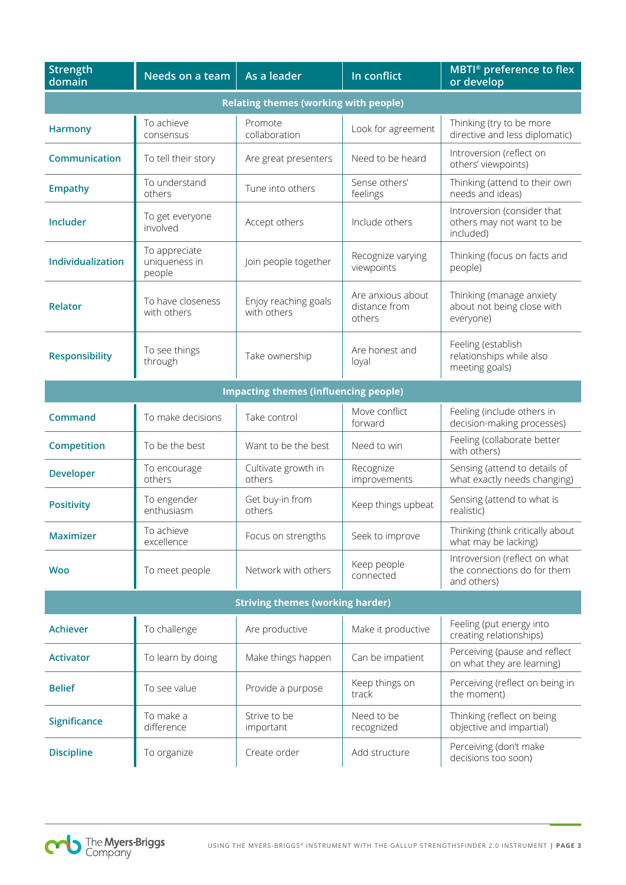| Strength domain | Needs on a team | As a leader | In conflict | MBTI® preference to flex or develop |
|---|---|---|---|---|
| **Relating themes (working with people)** | | | | |
| **Harmony** | To achieve consensus | Promote collaboration | Look for agreement | Thinking (try to be more directive and less diplomatic) |
| **Communication** | To tell their story | Are great presenters | Need to be heard | Introversion (reflect on others' viewpoints) |
| **Empathy** | To understand others | Tune into others | Sense others' feelings | Thinking (attend to their own needs and ideas) |
| **Includer** | To get everyone involved | Accept others | Include others | Introversion (consider that others may not want to be included) |
| **Individualization** | To appreciate uniqueness in people | Join people together | Recognize varying viewpoints | Thinking (focus on facts and people) |
| **Relator** | To have closeness with others | Enjoy reaching goals with others | Are anxious about distance from others | Thinking (manage anxiety about not being close with everyone) |
| **Responsibility** | To see things through | Take ownership | Are honest and loyal | Feeling (establish relationships while also meeting goals) |
| **Impacting themes (influencing people)** | | | | |
| **Command** | To make decisions | Take control | Move conflict forward | Feeling (include others in decision-making processes) |
| **Competition** | To be the best | Want to be the best | Need to win | Feeling (collaborate better with others) |
| **Developer** | To encourage others | Cultivate growth in others | Recognize improvements | Sensing (attend to details of what exactly needs changing) |
| **Positivity** | To engender enthusiasm | Get buy-in from others | Keep things upbeat | Sensing (attend to what is realistic) |
| **Maximizer** | To achieve excellence | Focus on strengths | Seek to improve | Thinking (think critically about what may be lacking) |
| **Woo** | To meet people | Network with others | Keep people connected | Introversion (reflect on what the connections do for them and others) |
| **Striving themes (working harder)** | | | | |
| **Achiever** | To challenge | Are productive | Make it productive | Feeling (put energy into creating relationships) |
| **Activator** | To learn by doing | Make things happen | Can be impatient | Perceiving (pause and reflect on what they are learning) |
| **Belief** | To see value | Provide a purpose | Keep things on track | Perceiving (reflect on being in the moment) |
| **Significance** | To make a difference | Strive to be important | Need to be recognized | Thinking (reflect on being objective and impartial) |
| **Discipline** | To organize | Create order | Add structure | Perceiving (don't make decisions too soon) |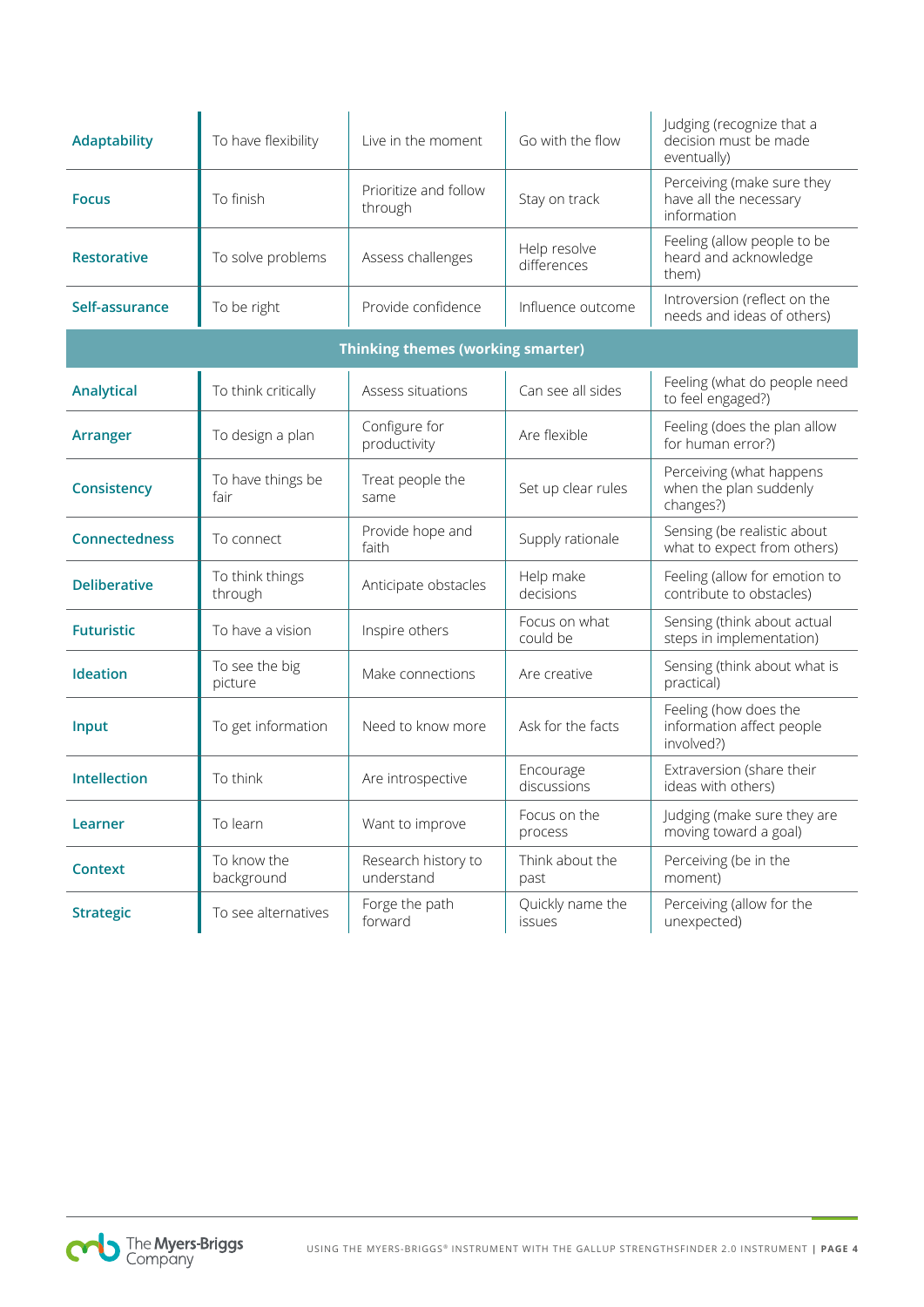| | | | | |
|---|---|---|---|---|
| **Adaptability** | To have flexibility | Live in the moment | Go with the flow | Judging (recognize that a decision must be made eventually) |
| **Focus** | To finish | Prioritize and follow through | Stay on track | Perceiving (make sure they have all the necessary information |
| **Restorative** | To solve problems | Assess challenges | Help resolve differences | Feeling (allow people to be heard and acknowledge them) |
| **Self-assurance** | To be right | Provide confidence | Influence outcome | Introversion (reflect on the needs and ideas of others) |
| **Thinking themes (working smarter)** | | | | |
| **Analytical** | To think critically | Assess situations | Can see all sides | Feeling (what do people need to feel engaged?) |
| **Arranger** | To design a plan | Configure for productivity | Are flexible | Feeling (does the plan allow for human error?) |
| **Consistency** | To have things be fair | Treat people the same | Set up clear rules | Perceiving (what happens when the plan suddenly changes?) |
| **Connectedness** | To connect | Provide hope and faith | Supply rationale | Sensing (be realistic about what to expect from others) |
| **Deliberative** | To think things through | Anticipate obstacles | Help make decisions | Feeling (allow for emotion to contribute to obstacles) |
| **Futuristic** | To have a vision | Inspire others | Focus on what could be | Sensing (think about actual steps in implementation) |
| **Ideation** | To see the big picture | Make connections | Are creative | Sensing (think about what is practical) |
| **Input** | To get information | Need to know more | Ask for the facts | Feeling (how does the information affect people involved?) |
| **Intellection** | To think | Are introspective | Encourage discussions | Extraversion (share their ideas with others) |
| **Learner** | To learn | Want to improve | Focus on the process | Judging (make sure they are moving toward a goal) |
| **Context** | To know the background | Research history to understand | Think about the past | Perceiving (be in the moment) |
| **Strategic** | To see alternatives | Forge the path forward | Quickly name the issues | Perceiving (allow for the unexpected) |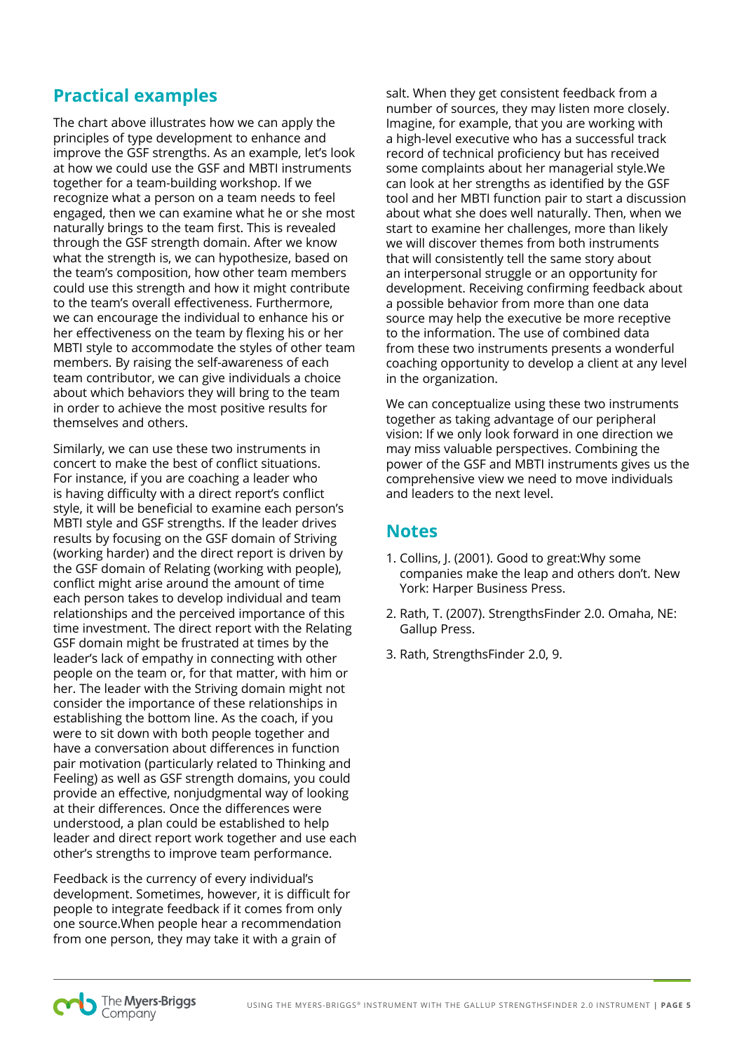## Practical examples

The chart above illustrates how we can apply the principles of type development to enhance and improve the GSF strengths. As an example, let's look at how we could use the GSF and MBTI instruments together for a team-building workshop. If we recognize what a person on a team needs to feel engaged, then we can examine what he or she most naturally brings to the team first. This is revealed through the GSF strength domain. After we know what the strength is, we can hypothesize, based on the team's composition, how other team members could use this strength and how it might contribute to the team's overall effectiveness. Furthermore, we can encourage the individual to enhance his or her effectiveness on the team by flexing his or her MBTI style to accommodate the styles of other team members. By raising the self-awareness of each team contributor, we can give individuals a choice about which behaviors they will bring to the team in order to achieve the most positive results for themselves and others.

Similarly, we can use these two instruments in concert to make the best of conflict situations. For instance, if you are coaching a leader who is having difficulty with a direct report's conflict style, it will be beneficial to examine each person's MBTI style and GSF strengths. If the leader drives results by focusing on the GSF domain of Striving (working harder) and the direct report is driven by the GSF domain of Relating (working with people), conflict might arise around the amount of time each person takes to develop individual and team relationships and the perceived importance of this time investment. The direct report with the Relating GSF domain might be frustrated at times by the leader's lack of empathy in connecting with other people on the team or, for that matter, with him or her. The leader with the Striving domain might not consider the importance of these relationships in establishing the bottom line. As the coach, if you were to sit down with both people together and have a conversation about differences in function pair motivation (particularly related to Thinking and Feeling) as well as GSF strength domains, you could provide an effective, nonjudgmental way of looking at their differences. Once the differences were understood, a plan could be established to help leader and direct report work together and use each other's strengths to improve team performance.

Feedback is the currency of every individual's development. Sometimes, however, it is difficult for people to integrate feedback if it comes from only one source.When people hear a recommendation from one person, they may take it with a grain of salt. When they get consistent feedback from a number of sources, they may listen more closely. Imagine, for example, that you are working with a high-level executive who has a successful track record of technical proficiency but has received some complaints about her managerial style.We can look at her strengths as identified by the GSF tool and her MBTI function pair to start a discussion about what she does well naturally. Then, when we start to examine her challenges, more than likely we will discover themes from both instruments that will consistently tell the same story about an interpersonal struggle or an opportunity for development. Receiving confirming feedback about a possible behavior from more than one data source may help the executive be more receptive to the information. The use of combined data from these two instruments presents a wonderful coaching opportunity to develop a client at any level in the organization.

We can conceptualize using these two instruments together as taking advantage of our peripheral vision: If we only look forward in one direction we may miss valuable perspectives. Combining the power of the GSF and MBTI instruments gives us the comprehensive view we need to move individuals and leaders to the next level.

## Notes

1. Collins, J. (2001). Good to great:Why some companies make the leap and others don't. New York: Harper Business Press.
2. Rath, T. (2007). StrengthsFinder 2.0. Omaha, NE: Gallup Press.
3. Rath, StrengthsFinder 2.0, 9.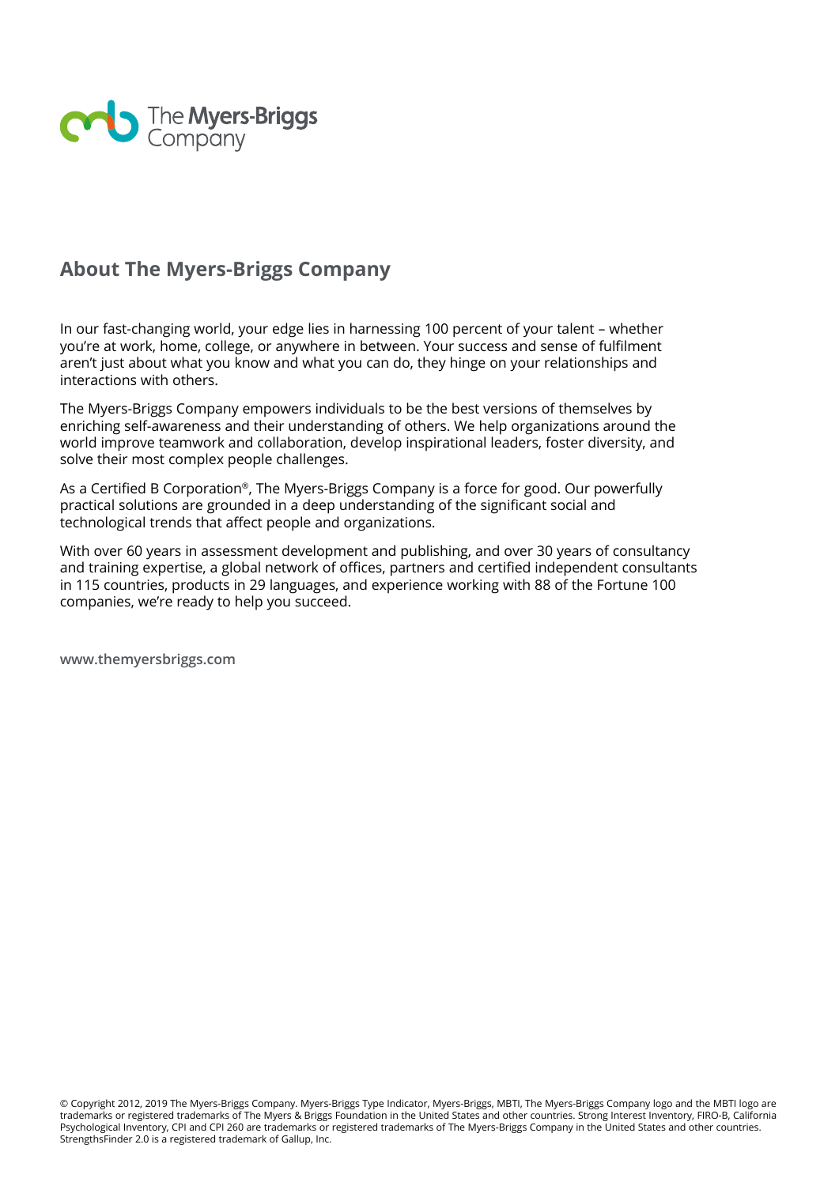The Myers-Briggs Company

## About The Myers-Briggs Company

In our fast-changing world, your edge lies in harnessing 100 percent of your talent – whether you're at work, home, college, or anywhere in between. Your success and sense of fulfilment aren't just about what you know and what you can do, they hinge on your relationships and interactions with others.

The Myers-Briggs Company empowers individuals to be the best versions of themselves by enriching self-awareness and their understanding of others. We help organizations around the world improve teamwork and collaboration, develop inspirational leaders, foster diversity, and solve their most complex people challenges.

As a Certified B Corporation®, The Myers-Briggs Company is a force for good. Our powerfully practical solutions are grounded in a deep understanding of the significant social and technological trends that affect people and organizations.

With over 60 years in assessment development and publishing, and over 30 years of consultancy and training expertise, a global network of offices, partners and certified independent consultants in 115 countries, products in 29 languages, and experience working with 88 of the Fortune 100 companies, we're ready to help you succeed.

**www.themyersbriggs.com**

© Copyright 2012, 2019 The Myers-Briggs Company. Myers-Briggs Type Indicator, Myers-Briggs, MBTI, The Myers-Briggs Company logo and the MBTI logo are trademarks or registered trademarks of The Myers & Briggs Foundation in the United States and other countries. Strong Interest Inventory, FIRO-B, California Psychological Inventory, CPI and CPI 260 are trademarks or registered trademarks of The Myers-Briggs Company in the United States and other countries. StrengthsFinder 2.0 is a registered trademark of Gallup, Inc.